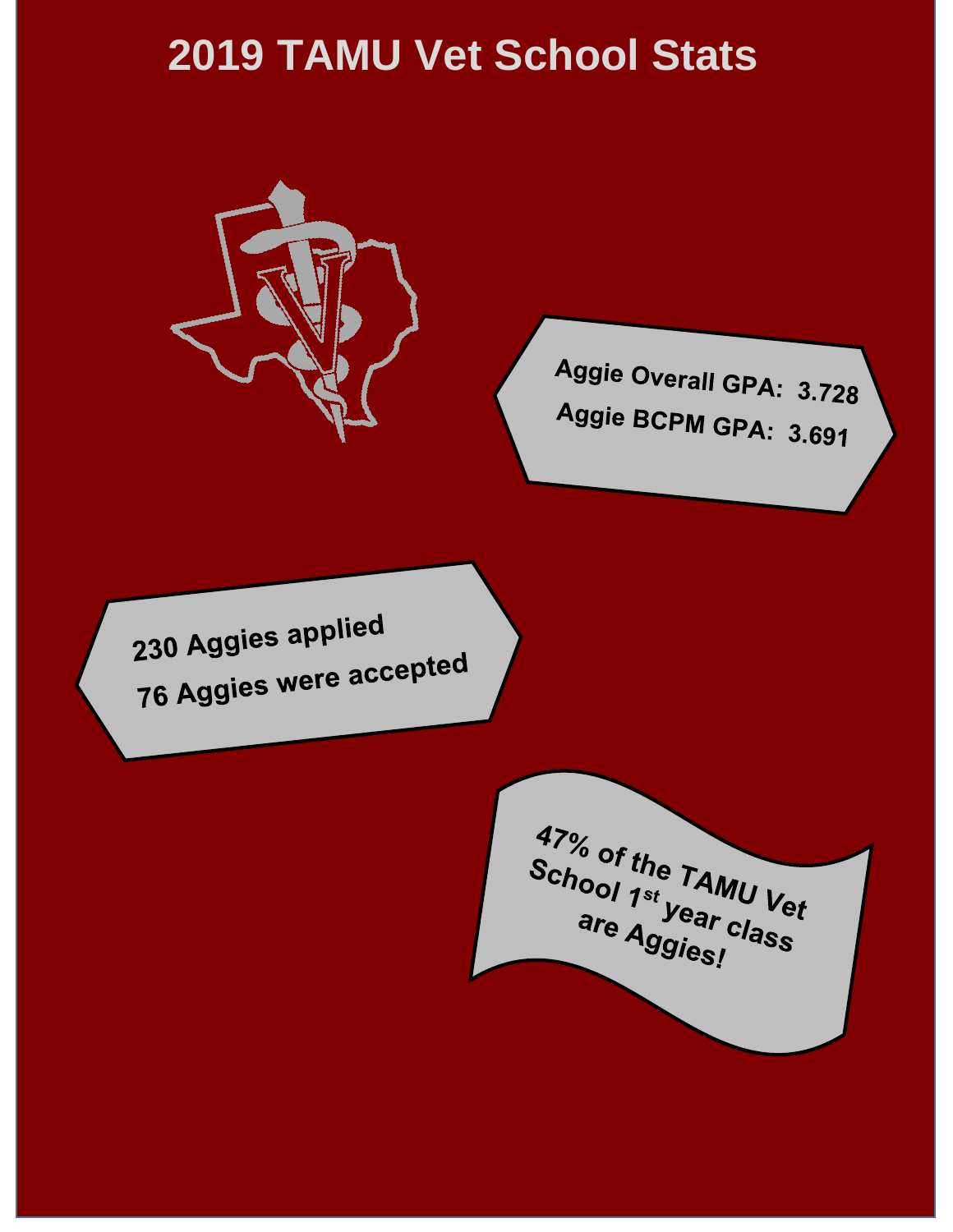# 2019 TAMU Vet School Stats

Aggie Overall GPA: 3.728

Aggie BCPM GPA: 3.691

230 Aggies applied

76 Aggies were accepted

47% of the TAMU Vet School 1st year class are Aggies!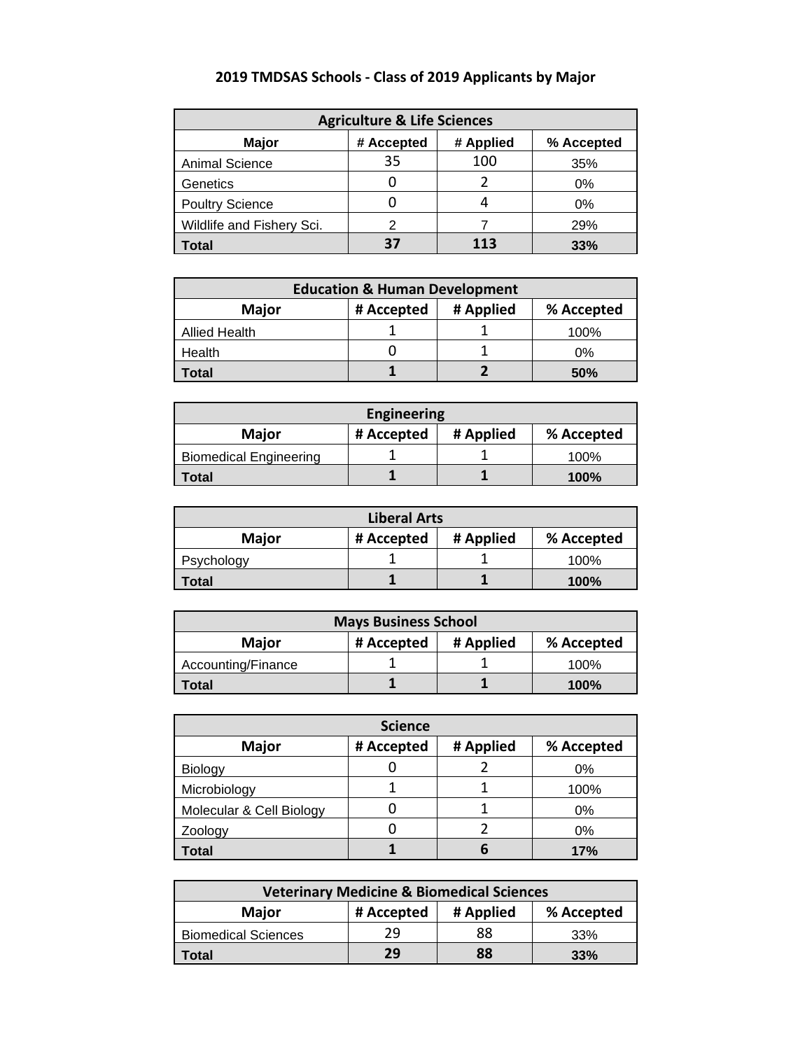## 2019 TMDSAS Schools - Class of 2019 Applicants by Major

| Agriculture & Life Sciences | | | |
|---|---|---|---|
| **Major** | **# Accepted** | **# Applied** | **% Accepted** |
| Animal Science | 35 | 100 | 35% |
| Genetics | 0 | 2 | 0% |
| Poultry Science | 0 | 4 | 0% |
| Wildlife and Fishery Sci. | 2 | 7 | 29% |
| **Total** | **37** | **113** | **33%** |

| Education & Human Development | | | |
|---|---|---|---|
| **Major** | **# Accepted** | **# Applied** | **% Accepted** |
| Allied Health | 1 | 1 | 100% |
| Health | 0 | 1 | 0% |
| **Total** | **1** | **2** | **50%** |

| Engineering | | | |
|---|---|---|---|
| **Major** | **# Accepted** | **# Applied** | **% Accepted** |
| Biomedical Engineering | 1 | 1 | 100% |
| **Total** | **1** | **1** | **100%** |

| Liberal Arts | | | |
|---|---|---|---|
| **Major** | **# Accepted** | **# Applied** | **% Accepted** |
| Psychology | 1 | 1 | 100% |
| **Total** | **1** | **1** | **100%** |

| Mays Business School | | | |
|---|---|---|---|
| **Major** | **# Accepted** | **# Applied** | **% Accepted** |
| Accounting/Finance | 1 | 1 | 100% |
| **Total** | **1** | **1** | **100%** |

| Science | | | |
|---|---|---|---|
| **Major** | **# Accepted** | **# Applied** | **% Accepted** |
| Biology | 0 | 2 | 0% |
| Microbiology | 1 | 1 | 100% |
| Molecular & Cell Biology | 0 | 1 | 0% |
| Zoology | 0 | 2 | 0% |
| **Total** | **1** | **6** | **17%** |

| Veterinary Medicine & Biomedical Sciences | | | |
|---|---|---|---|
| **Major** | **# Accepted** | **# Applied** | **% Accepted** |
| Biomedical Sciences | 29 | 88 | 33% |
| **Total** | **29** | **88** | **33%** |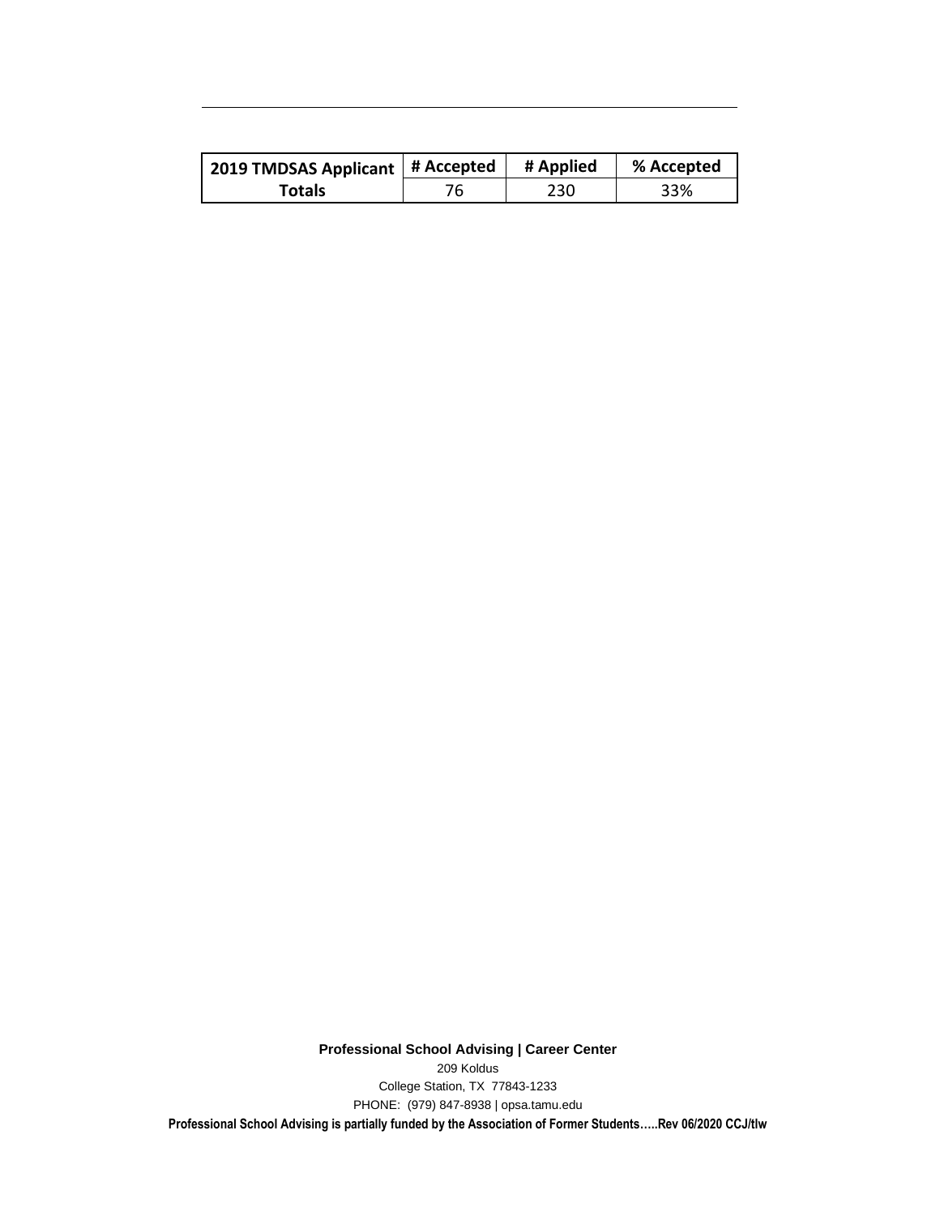| 2019 TMDSAS Applicant Totals | # Accepted | # Applied | % Accepted |
|---|---|---|---|
| | 76 | 230 | 33% |

**Professional School Advising | Career Center**

209 Koldus

College Station, TX 77843-1233

PHONE: (979) 847-8938 | opsa.tamu.edu

**Professional School Advising is partially funded by the Association of Former Students…..Rev 06/2020 CCJ/tlw**